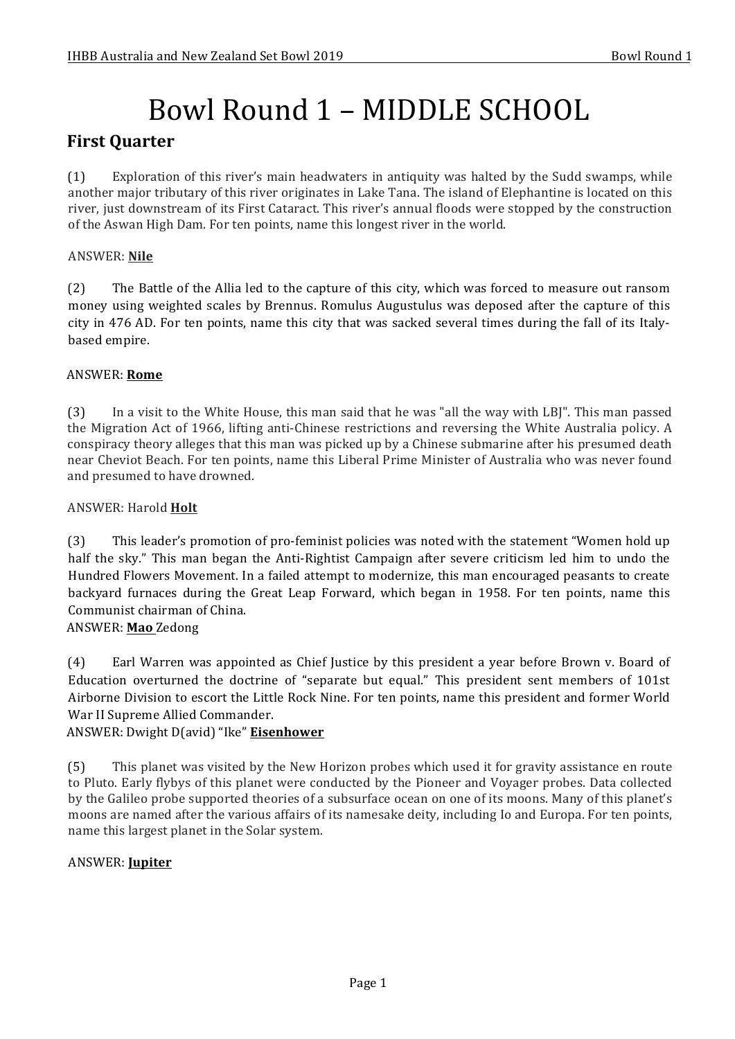# Bowl Round 1 – MIDDLE SCHOOL

## First Quarter

(1) Exploration of this river's main headwaters in antiquity was halted by the Sudd swamps, while another major tributary of this river originates in Lake Tana. The island of Elephantine is located on this river, just downstream of its First Cataract. This river's annual floods were stopped by the construction of the Aswan High Dam. For ten points, name this longest river in the world.

ANSWER: **Nile**

(2) The Battle of the Allia led to the capture of this city, which was forced to measure out ransom money using weighted scales by Brennus. Romulus Augustulus was deposed after the capture of this city in 476 AD. For ten points, name this city that was sacked several times during the fall of its Italy-based empire.

ANSWER: **Rome**

(3) In a visit to the White House, this man said that he was "all the way with LBJ". This man passed the Migration Act of 1966, lifting anti-Chinese restrictions and reversing the White Australia policy. A conspiracy theory alleges that this man was picked up by a Chinese submarine after his presumed death near Cheviot Beach. For ten points, name this Liberal Prime Minister of Australia who was never found and presumed to have drowned.

ANSWER: Harold **Holt**

(3) This leader's promotion of pro-feminist policies was noted with the statement "Women hold up half the sky." This man began the Anti-Rightist Campaign after severe criticism led him to undo the Hundred Flowers Movement. In a failed attempt to modernize, this man encouraged peasants to create backyard furnaces during the Great Leap Forward, which began in 1958. For ten points, name this Communist chairman of China.

ANSWER: **Mao** Zedong

(4) Earl Warren was appointed as Chief Justice by this president a year before Brown v. Board of Education overturned the doctrine of "separate but equal." This president sent members of 101st Airborne Division to escort the Little Rock Nine. For ten points, name this president and former World War II Supreme Allied Commander.

ANSWER: Dwight D(avid) "Ike" **Eisenhower**

(5) This planet was visited by the New Horizon probes which used it for gravity assistance en route to Pluto. Early flybys of this planet were conducted by the Pioneer and Voyager probes. Data collected by the Galileo probe supported theories of a subsurface ocean on one of its moons. Many of this planet's moons are named after the various affairs of its namesake deity, including Io and Europa. For ten points, name this largest planet in the Solar system.

ANSWER: **Jupiter**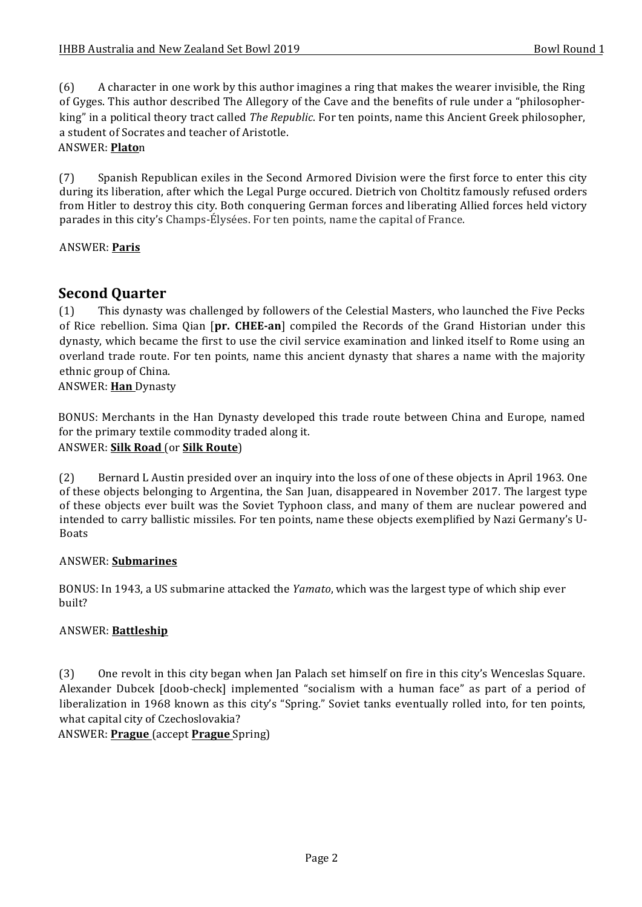(6) A character in one work by this author imagines a ring that makes the wearer invisible, the Ring of Gyges. This author described The Allegory of the Cave and the benefits of rule under a "philosopher-king" in a political theory tract called *The Republic*. For ten points, name this Ancient Greek philosopher, a student of Socrates and teacher of Aristotle.

ANSWER: **Plato**n

(7) Spanish Republican exiles in the Second Armored Division were the first force to enter this city during its liberation, after which the Legal Purge occured. Dietrich von Choltitz famously refused orders from Hitler to destroy this city. Both conquering German forces and liberating Allied forces held victory parades in this city's Champs-Élysées. For ten points, name the capital of France.

ANSWER: **Paris**

## Second Quarter

(1) This dynasty was challenged by followers of the Celestial Masters, who launched the Five Pecks of Rice rebellion. Sima Qian [**pr. CHEE-an**] compiled the Records of the Grand Historian under this dynasty, which became the first to use the civil service examination and linked itself to Rome using an overland trade route. For ten points, name this ancient dynasty that shares a name with the majority ethnic group of China.

ANSWER: **Han** Dynasty

BONUS: Merchants in the Han Dynasty developed this trade route between China and Europe, named for the primary textile commodity traded along it.

ANSWER: **Silk Road** (or **Silk Route**)

(2) Bernard L Austin presided over an inquiry into the loss of one of these objects in April 1963. One of these objects belonging to Argentina, the San Juan, disappeared in November 2017. The largest type of these objects ever built was the Soviet Typhoon class, and many of them are nuclear powered and intended to carry ballistic missiles. For ten points, name these objects exemplified by Nazi Germany's U-Boats

ANSWER: **Submarines**

BONUS: In 1943, a US submarine attacked the *Yamato*, which was the largest type of which ship ever built?

ANSWER: **Battleship**

(3) One revolt in this city began when Jan Palach set himself on fire in this city's Wenceslas Square. Alexander Dubcek [doob-check] implemented "socialism with a human face" as part of a period of liberalization in 1968 known as this city's "Spring." Soviet tanks eventually rolled into, for ten points, what capital city of Czechoslovakia?

ANSWER: **Prague** (accept **Prague** Spring)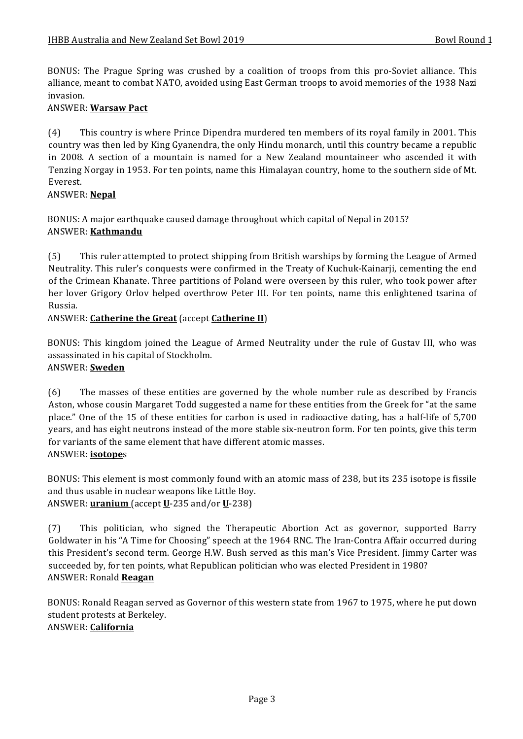BONUS: The Prague Spring was crushed by a coalition of troops from this pro-Soviet alliance. This alliance, meant to combat NATO, avoided using East German troops to avoid memories of the 1938 Nazi invasion.

ANSWER: **Warsaw Pact**

(4) This country is where Prince Dipendra murdered ten members of its royal family in 2001. This country was then led by King Gyanendra, the only Hindu monarch, until this country became a republic in 2008. A section of a mountain is named for a New Zealand mountaineer who ascended it with Tenzing Norgay in 1953. For ten points, name this Himalayan country, home to the southern side of Mt. Everest.

ANSWER: **Nepal**

BONUS: A major earthquake caused damage throughout which capital of Nepal in 2015?

ANSWER: **Kathmandu**

(5) This ruler attempted to protect shipping from British warships by forming the League of Armed Neutrality. This ruler's conquests were confirmed in the Treaty of Kuchuk-Kainarji, cementing the end of the Crimean Khanate. Three partitions of Poland were overseen by this ruler, who took power after her lover Grigory Orlov helped overthrow Peter III. For ten points, name this enlightened tsarina of Russia.

ANSWER: **Catherine the Great** (accept **Catherine II**)

BONUS: This kingdom joined the League of Armed Neutrality under the rule of Gustav III, who was assassinated in his capital of Stockholm.

ANSWER: **Sweden**

(6) The masses of these entities are governed by the whole number rule as described by Francis Aston, whose cousin Margaret Todd suggested a name for these entities from the Greek for "at the same place." One of the 15 of these entities for carbon is used in radioactive dating, has a half-life of 5,700 years, and has eight neutrons instead of the more stable six-neutron form. For ten points, give this term for variants of the same element that have different atomic masses.

ANSWER: **isotope**s

BONUS: This element is most commonly found with an atomic mass of 238, but its 235 isotope is fissile and thus usable in nuclear weapons like Little Boy.

ANSWER: **uranium** (accept **U**-235 and/or **U**-238)

(7) This politician, who signed the Therapeutic Abortion Act as governor, supported Barry Goldwater in his "A Time for Choosing" speech at the 1964 RNC. The Iran-Contra Affair occurred during this President's second term. George H.W. Bush served as this man's Vice President. Jimmy Carter was succeeded by, for ten points, what Republican politician who was elected President in 1980?

ANSWER: Ronald **Reagan**

BONUS: Ronald Reagan served as Governor of this western state from 1967 to 1975, where he put down student protests at Berkeley.

ANSWER: **California**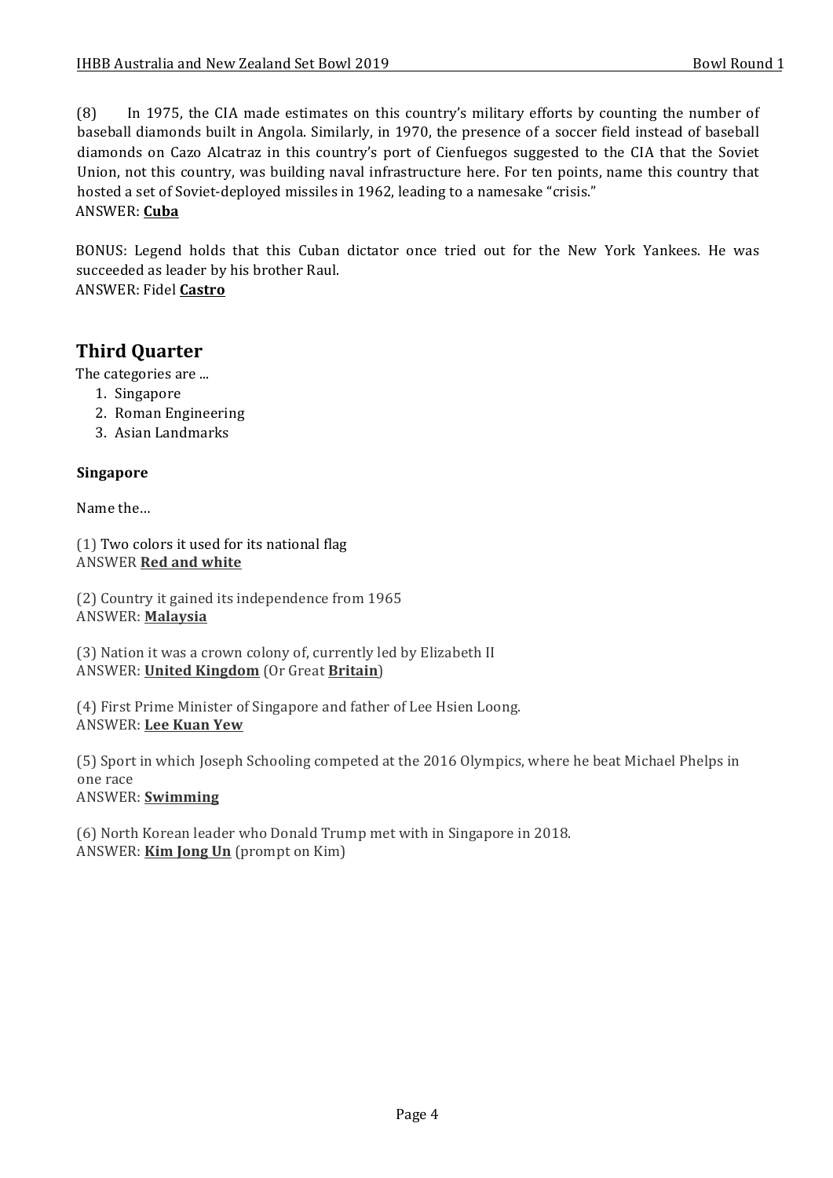(8) In 1975, the CIA made estimates on this country's military efforts by counting the number of baseball diamonds built in Angola. Similarly, in 1970, the presence of a soccer field instead of baseball diamonds on Cazo Alcatraz in this country's port of Cienfuegos suggested to the CIA that the Soviet Union, not this country, was building naval infrastructure here. For ten points, name this country that hosted a set of Soviet-deployed missiles in 1962, leading to a namesake "crisis."
ANSWER: **Cuba**

BONUS: Legend holds that this Cuban dictator once tried out for the New York Yankees. He was succeeded as leader by his brother Raul.
ANSWER: Fidel **Castro**

## Third Quarter

The categories are ...

1. Singapore
2. Roman Engineering
3. Asian Landmarks

**Singapore**

Name the…

(1) Two colors it used for its national flag
ANSWER **Red and white**

(2) Country it gained its independence from 1965
ANSWER: **Malaysia**

(3) Nation it was a crown colony of, currently led by Elizabeth II
ANSWER: **United Kingdom** (Or Great **Britain**)

(4) First Prime Minister of Singapore and father of Lee Hsien Loong.
ANSWER: **Lee Kuan Yew**

(5) Sport in which Joseph Schooling competed at the 2016 Olympics, where he beat Michael Phelps in one race
ANSWER: **Swimming**

(6) North Korean leader who Donald Trump met with in Singapore in 2018.
ANSWER: **Kim Jong Un** (prompt on Kim)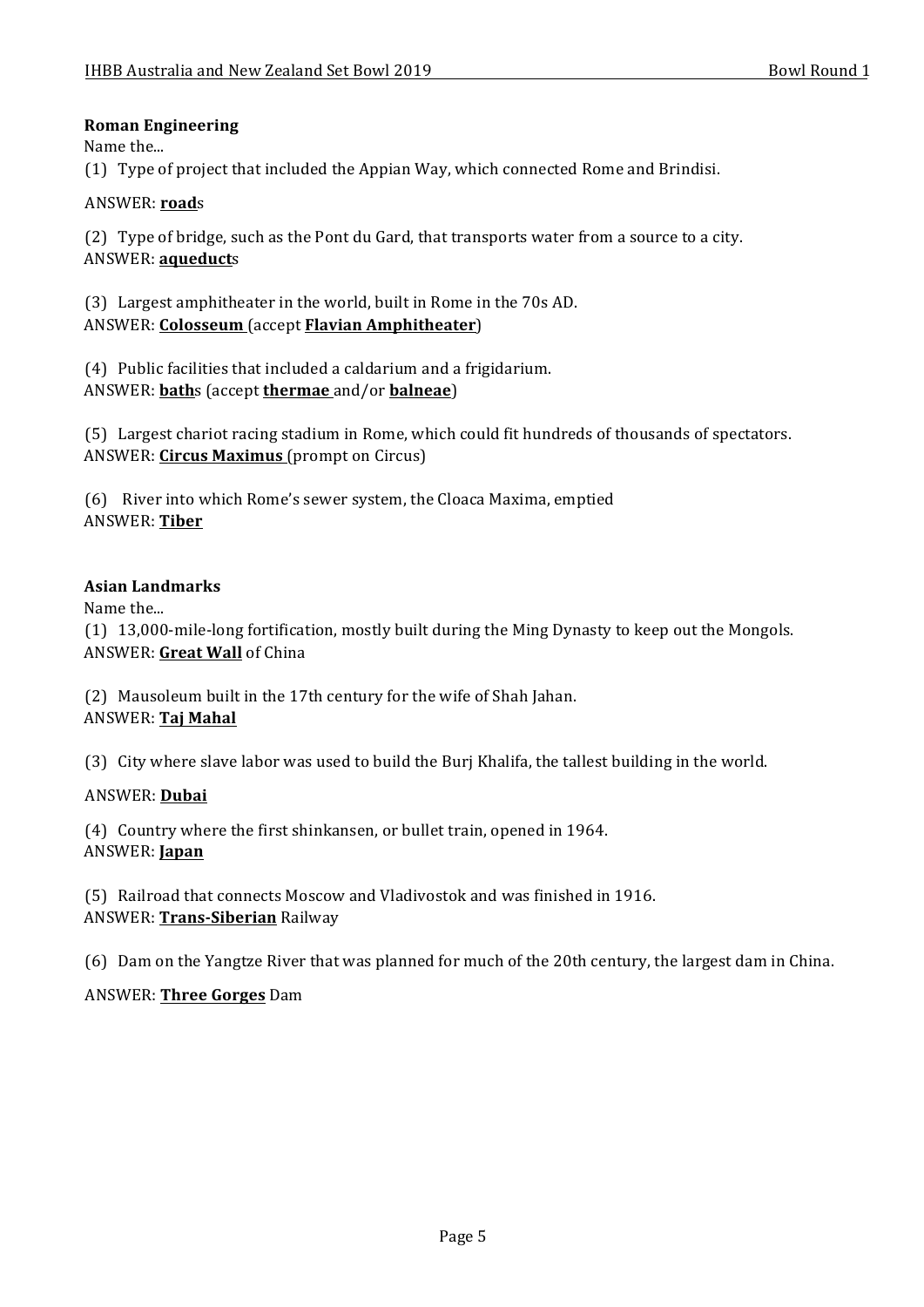**Roman Engineering**

Name the...

(1) Type of project that included the Appian Way, which connected Rome and Brindisi.

ANSWER: **road**s

(2) Type of bridge, such as the Pont du Gard, that transports water from a source to a city.
ANSWER: **aqueduct**s

(3) Largest amphitheater in the world, built in Rome in the 70s AD.
ANSWER: **Colosseum** (accept **Flavian Amphitheater**)

(4) Public facilities that included a caldarium and a frigidarium.
ANSWER: **bath**s (accept **thermae** and/or **balneae**)

(5) Largest chariot racing stadium in Rome, which could fit hundreds of thousands of spectators.
ANSWER: **Circus Maximus** (prompt on Circus)

(6) River into which Rome's sewer system, the Cloaca Maxima, emptied
ANSWER: **Tiber**

**Asian Landmarks**

Name the...

(1) 13,000-mile-long fortification, mostly built during the Ming Dynasty to keep out the Mongols.
ANSWER: **Great Wall** of China

(2) Mausoleum built in the 17th century for the wife of Shah Jahan.
ANSWER: **Taj Mahal**

(3) City where slave labor was used to build the Burj Khalifa, the tallest building in the world.

ANSWER: **Dubai**

(4) Country where the first shinkansen, or bullet train, opened in 1964.
ANSWER: **Japan**

(5) Railroad that connects Moscow and Vladivostok and was finished in 1916.
ANSWER: **Trans-Siberian** Railway

(6) Dam on the Yangtze River that was planned for much of the 20th century, the largest dam in China.

ANSWER: **Three Gorges** Dam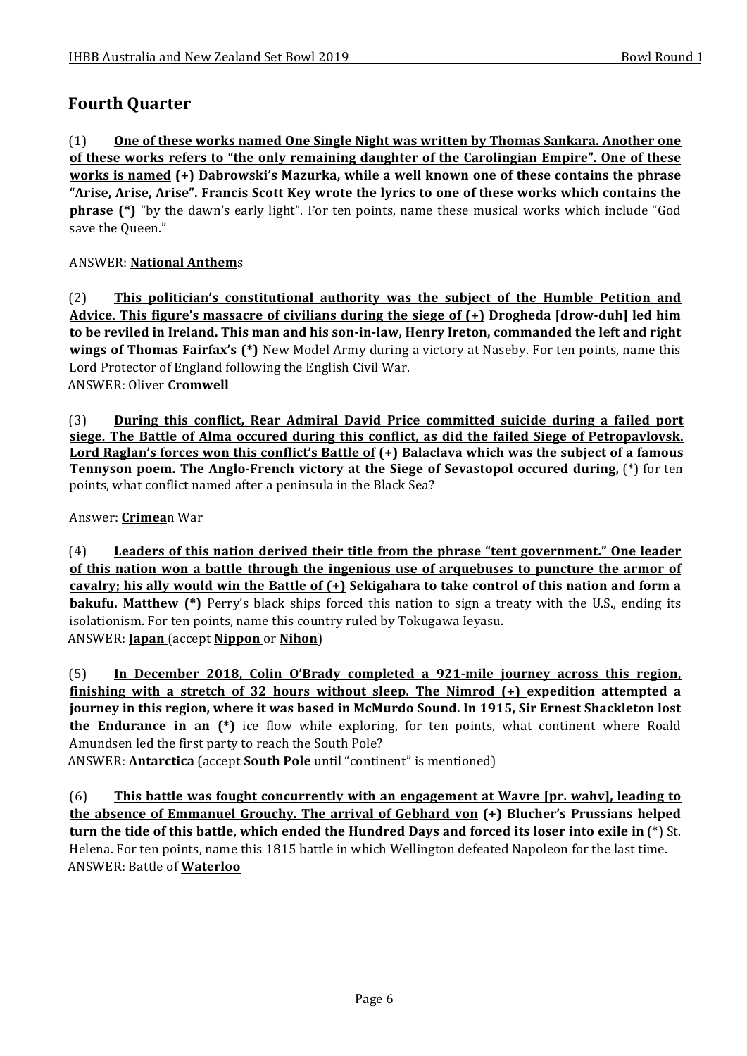## Fourth Quarter

(1) **One of these works named One Single Night was written by Thomas Sankara. Another one of these works refers to "the only remaining daughter of the Carolingian Empire". One of these works is named (+) Dabrowski's Mazurka, while a well known one of these contains the phrase "Arise, Arise, Arise". Francis Scott Key wrote the lyrics to one of these works which contains the phrase (*)** "by the dawn's early light". For ten points, name these musical works which include "God save the Queen."

ANSWER: **National Anthem**s

(2) **This politician's constitutional authority was the subject of the Humble Petition and Advice. This figure's massacre of civilians during the siege of (+) Drogheda [drow-duh] led him to be reviled in Ireland. This man and his son-in-law, Henry Ireton, commanded the left and right wings of Thomas Fairfax's (*)** New Model Army during a victory at Naseby. For ten points, name this Lord Protector of England following the English Civil War.

ANSWER: Oliver **Cromwell**

(3) **During this conflict, Rear Admiral David Price committed suicide during a failed port siege. The Battle of Alma occured during this conflict, as did the failed Siege of Petropavlovsk. Lord Raglan's forces won this conflict's Battle of (+) Balaclava which was the subject of a famous Tennyson poem. The Anglo-French victory at the Siege of Sevastopol occured during,** (*) for ten points, what conflict named after a peninsula in the Black Sea?

Answer: **Crimea**n War

(4) **Leaders of this nation derived their title from the phrase "tent government." One leader of this nation won a battle through the ingenious use of arquebuses to puncture the armor of cavalry; his ally would win the Battle of (+) Sekigahara to take control of this nation and form a bakufu. Matthew (*)** Perry's black ships forced this nation to sign a treaty with the U.S., ending its isolationism. For ten points, name this country ruled by Tokugawa Ieyasu.

ANSWER: **Japan** (accept **Nippon** or **Nihon**)

(5) **In December 2018, Colin O'Brady completed a 921-mile journey across this region, finishing with a stretch of 32 hours without sleep. The Nimrod (+) expedition attempted a journey in this region, where it was based in McMurdo Sound. In 1915, Sir Ernest Shackleton lost the Endurance in an (*)** ice flow while exploring, for ten points, what continent where Roald Amundsen led the first party to reach the South Pole?

ANSWER: **Antarctica** (accept **South Pole** until "continent" is mentioned)

(6) **This battle was fought concurrently with an engagement at Wavre [pr. wahv], leading to the absence of Emmanuel Grouchy. The arrival of Gebhard von (+) Blucher's Prussians helped turn the tide of this battle, which ended the Hundred Days and forced its loser into exile in** (*) St. Helena. For ten points, name this 1815 battle in which Wellington defeated Napoleon for the last time.

ANSWER: Battle of **Waterloo**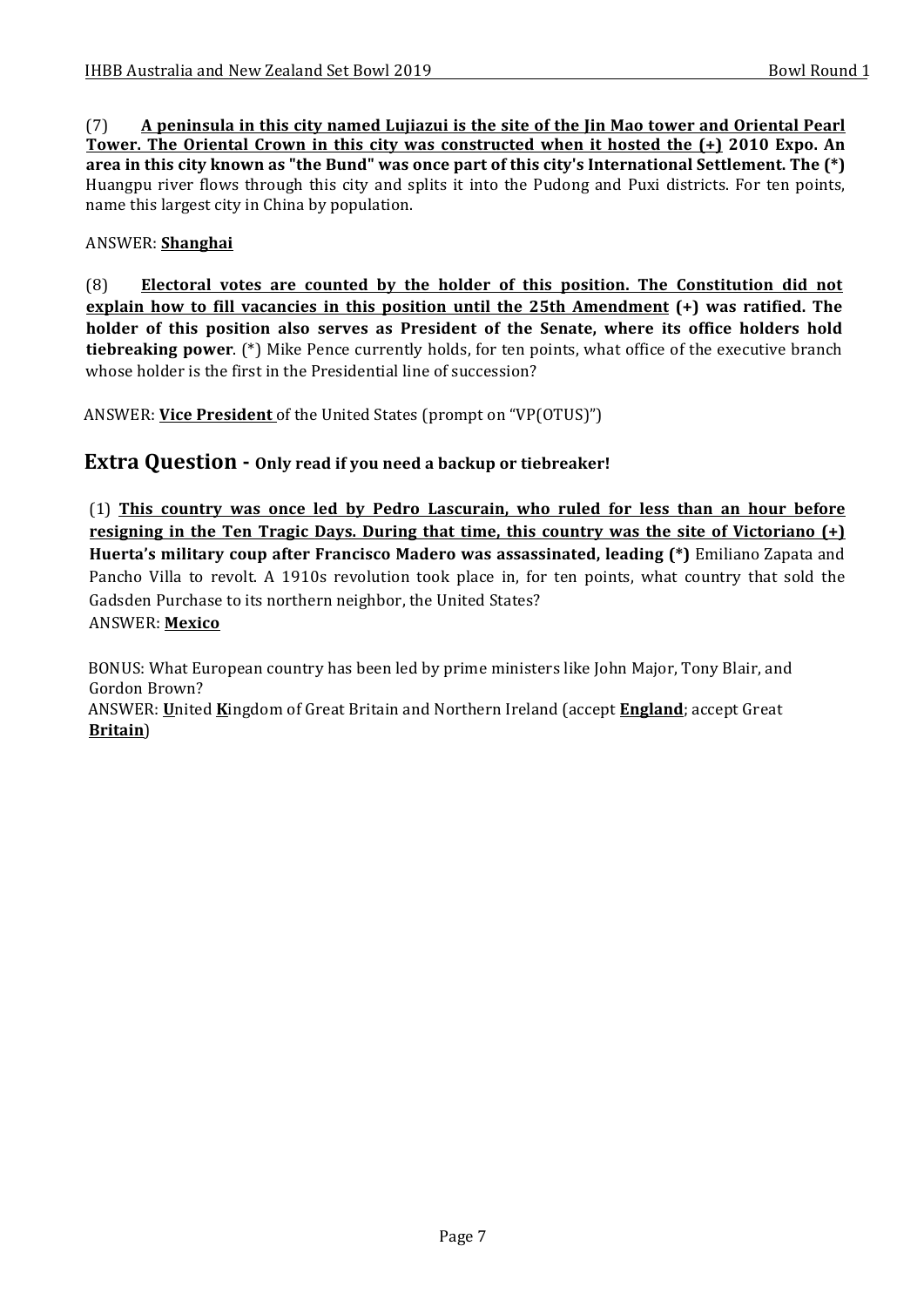(7) **<u>A peninsula in this city named Lujiazui is the site of the Jin Mao tower and Oriental Pearl Tower. The Oriental Crown in this city was constructed when it hosted the (+)</u> 2010 Expo. An area in this city known as "the Bund" was once part of this city's International Settlement. The (*)** Huangpu river flows through this city and splits it into the Pudong and Puxi districts. For ten points, name this largest city in China by population.

ANSWER: **<u>Shanghai</u>**

(8) **<u>Electoral votes are counted by the holder of this position. The Constitution did not explain how to fill vacancies in this position until the 25th Amendment</u> (+) was ratified. The holder of this position also serves as President of the Senate, where its office holders hold tiebreaking power**. (*) Mike Pence currently holds, for ten points, what office of the executive branch whose holder is the first in the Presidential line of succession?

ANSWER: **<u>Vice President</u>** of the United States (prompt on "VP(OTUS)")

## Extra Question - Only read if you need a backup or tiebreaker!

(1) **<u>This country was once led by Pedro Lascurain, who ruled for less than an hour before resigning in the Ten Tragic Days. During that time, this country was the site of Victoriano (+)</u> Huerta's military coup after Francisco Madero was assassinated, leading (*)** Emiliano Zapata and Pancho Villa to revolt. A 1910s revolution took place in, for ten points, what country that sold the Gadsden Purchase to its northern neighbor, the United States?
ANSWER: **<u>Mexico</u>**

BONUS: What European country has been led by prime ministers like John Major, Tony Blair, and Gordon Brown?
ANSWER: **<u>U</u>**nited **<u>K</u>**ingdom of Great Britain and Northern Ireland (accept **<u>England</u>**; accept Great **<u>Britain</u>**)